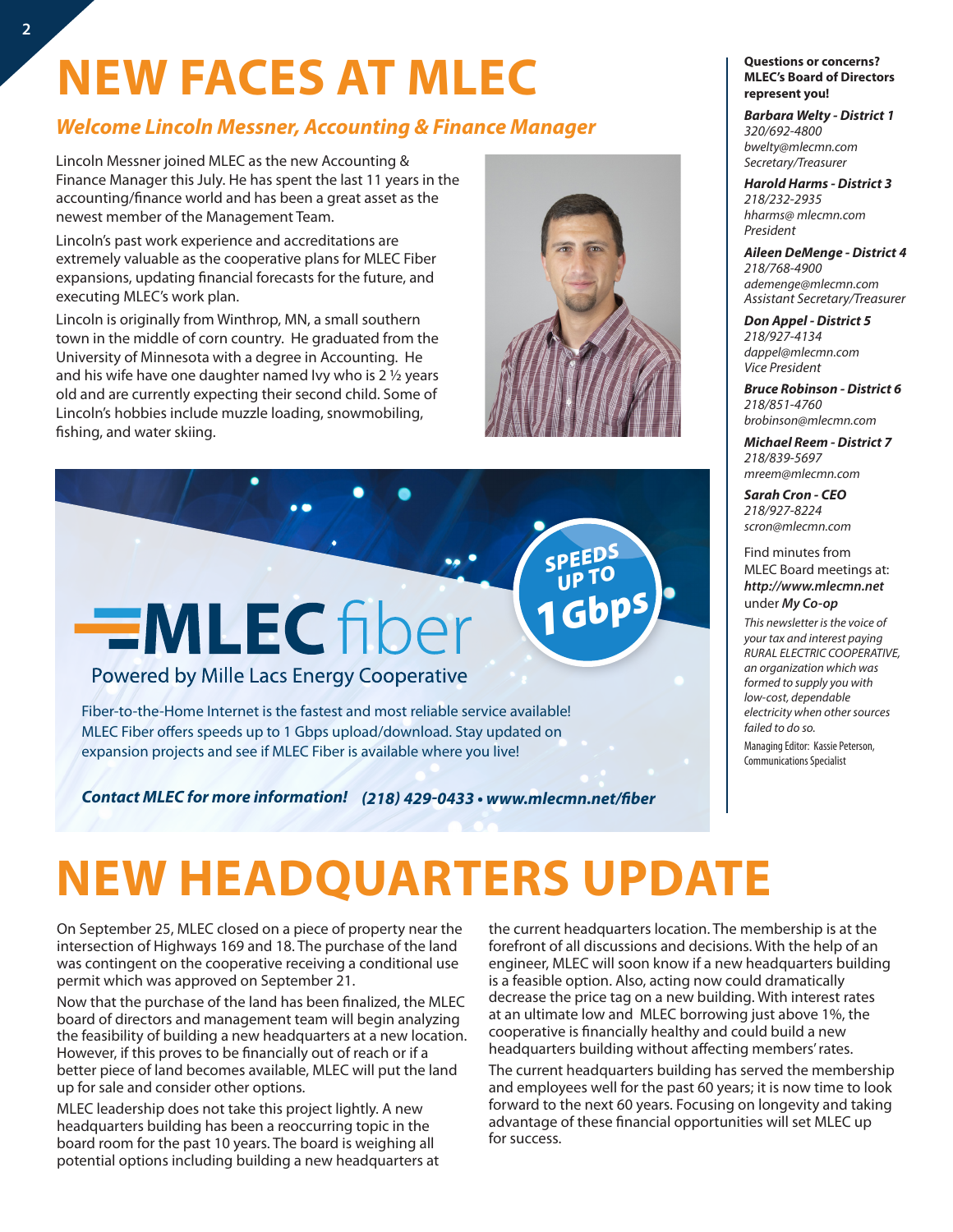# NEW FACES AT MLEC

## *Welcome Lincoln Messner, Accounting & Finance Manager*

Lincoln Messner joined MLEC as the new Accounting & Finance Manager this July. He has spent the last 11 years in the accounting/finance world and has been a great asset as the newest member of the Management Team.

Lincoln's past work experience and accreditations are extremely valuable as the cooperative plans for MLEC Fiber expansions, updating financial forecasts for the future, and executing MLEC's work plan.

Lincoln is originally from Winthrop, MN, a small southern town in the middle of corn country. He graduated from the University of Minnesota with a degree in Accounting. He and his wife have one daughter named Ivy who is 2 ½ years old and are currently expecting their second child. Some of Lincoln's hobbies include muzzle loading, snowmobiling, fishing, and water skiing.

**MLEC fiber**

Powered by Mille Lacs Energy Cooperative

**SPEEDS UP TO 1 Gbps**

Fiber-to-the-Home Internet is the fastest and most reliable service available! MLEC Fiber offers speeds up to 1 Gbps upload/download. Stay updated on expansion projects and see if MLEC Fiber is available where you live!

***Contact MLEC for more information!*** ***(218) 429-0433 • www.mlecmn.net/fiber***

**Questions or concerns? MLEC's Board of Directors represent you!**

***Barbara Welty - District 1***
*320/692-4800*
*bwelty@mlecmn.com*
*Secretary/Treasurer*

***Harold Harms - District 3***
*218/232-2935*
*hharms@ mlecmn.com*
*President*

***Aileen DeMenge - District 4***
*218/768-4900*
*ademenge@mlecmn.com*
*Assistant Secretary/Treasurer*

***Don Appel - District 5***
*218/927-4134*
*dappel@mlecmn.com*
*Vice President*

***Bruce Robinson - District 6***
*218/851-4760*
*brobinson@mlecmn.com*

***Michael Reem - District 7***
*218/839-5697*
*mreem@mlecmn.com*

***Sarah Cron - CEO***
*218/927-8224*
*scron@mlecmn.com*

Find minutes from MLEC Board meetings at: ***http://www.mlecmn.net*** under ***My Co-op***

*This newsletter is the voice of your tax and interest paying RURAL ELECTRIC COOPERATIVE, an organization which was formed to supply you with low-cost, dependable electricity when other sources failed to do so.*

Managing Editor: Kassie Peterson, Communications Specialist

# NEW HEADQUARTERS UPDATE

On September 25, MLEC closed on a piece of property near the intersection of Highways 169 and 18. The purchase of the land was contingent on the cooperative receiving a conditional use permit which was approved on September 21.

Now that the purchase of the land has been finalized, the MLEC board of directors and management team will begin analyzing the feasibility of building a new headquarters at a new location. However, if this proves to be financially out of reach or if a better piece of land becomes available, MLEC will put the land up for sale and consider other options.

MLEC leadership does not take this project lightly. A new headquarters building has been a reoccurring topic in the board room for the past 10 years. The board is weighing all potential options including building a new headquarters at the current headquarters location. The membership is at the forefront of all discussions and decisions. With the help of an engineer, MLEC will soon know if a new headquarters building is a feasible option. Also, acting now could dramatically decrease the price tag on a new building. With interest rates at an ultimate low and MLEC borrowing just above 1%, the cooperative is financially healthy and could build a new headquarters building without affecting members' rates.

The current headquarters building has served the membership and employees well for the past 60 years; it is now time to look forward to the next 60 years. Focusing on longevity and taking advantage of these financial opportunities will set MLEC up for success.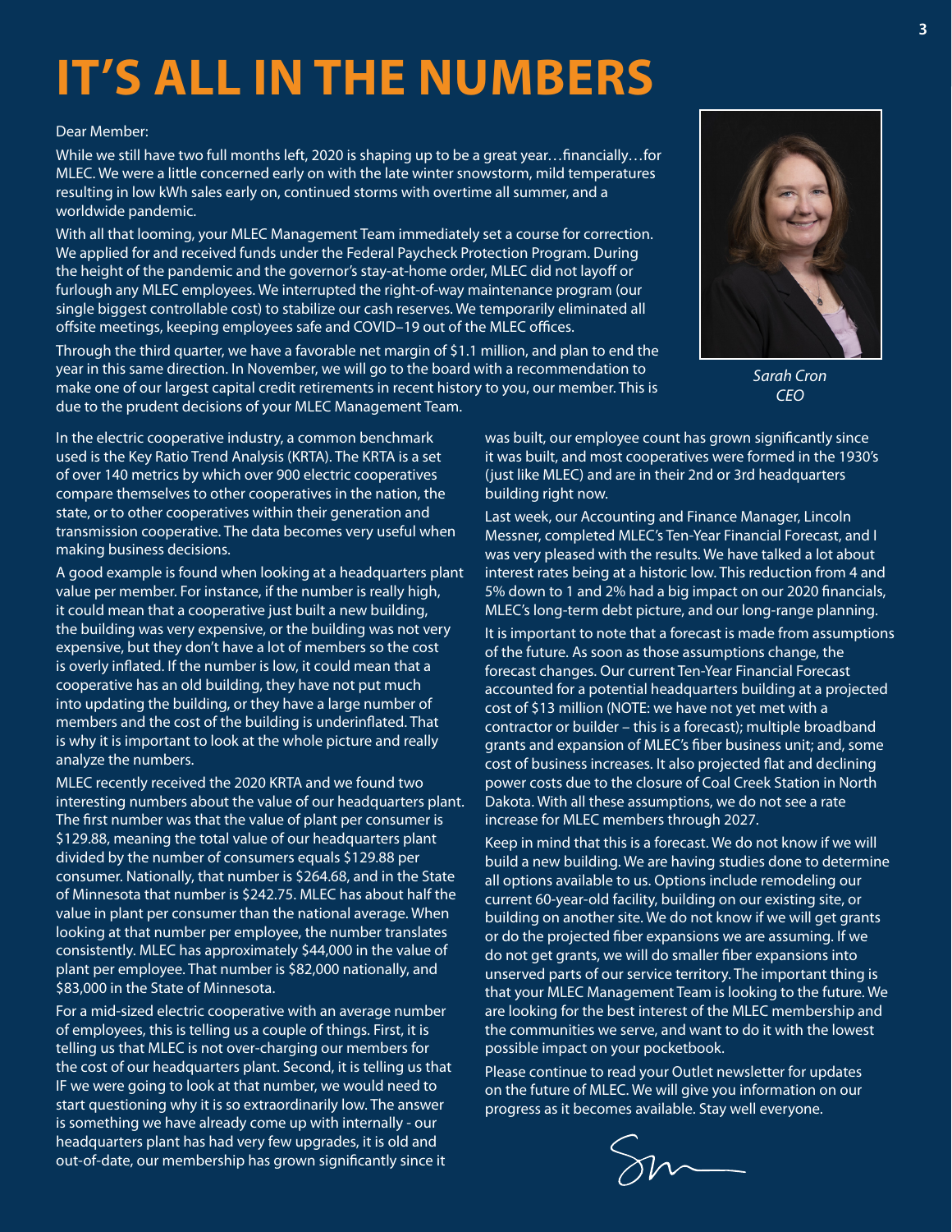# IT'S ALL IN THE NUMBERS

Dear Member:

While we still have two full months left, 2020 is shaping up to be a great year…financially…for MLEC. We were a little concerned early on with the late winter snowstorm, mild temperatures resulting in low kWh sales early on, continued storms with overtime all summer, and a worldwide pandemic.

With all that looming, your MLEC Management Team immediately set a course for correction. We applied for and received funds under the Federal Paycheck Protection Program. During the height of the pandemic and the governor's stay-at-home order, MLEC did not layoff or furlough any MLEC employees. We interrupted the right-of-way maintenance program (our single biggest controllable cost) to stabilize our cash reserves. We temporarily eliminated all offsite meetings, keeping employees safe and COVID–19 out of the MLEC offices.

Through the third quarter, we have a favorable net margin of $1.1 million, and plan to end the year in this same direction. In November, we will go to the board with a recommendation to make one of our largest capital credit retirements in recent history to you, our member. This is due to the prudent decisions of your MLEC Management Team.

*Sarah Cron*
*CEO*

In the electric cooperative industry, a common benchmark used is the Key Ratio Trend Analysis (KRTA). The KRTA is a set of over 140 metrics by which over 900 electric cooperatives compare themselves to other cooperatives in the nation, the state, or to other cooperatives within their generation and transmission cooperative. The data becomes very useful when making business decisions.

A good example is found when looking at a headquarters plant value per member. For instance, if the number is really high, it could mean that a cooperative just built a new building, the building was very expensive, or the building was not very expensive, but they don't have a lot of members so the cost is overly inflated. If the number is low, it could mean that a cooperative has an old building, they have not put much into updating the building, or they have a large number of members and the cost of the building is underinflated. That is why it is important to look at the whole picture and really analyze the numbers.

MLEC recently received the 2020 KRTA and we found two interesting numbers about the value of our headquarters plant. The first number was that the value of plant per consumer is $129.88, meaning the total value of our headquarters plant divided by the number of consumers equals $129.88 per consumer. Nationally, that number is $264.68, and in the State of Minnesota that number is $242.75. MLEC has about half the value in plant per consumer than the national average. When looking at that number per employee, the number translates consistently. MLEC has approximately $44,000 in the value of plant per employee. That number is $82,000 nationally, and $83,000 in the State of Minnesota.

For a mid-sized electric cooperative with an average number of employees, this is telling us a couple of things. First, it is telling us that MLEC is not over-charging our members for the cost of our headquarters plant. Second, it is telling us that IF we were going to look at that number, we would need to start questioning why it is so extraordinarily low. The answer is something we have already come up with internally - our headquarters plant has had very few upgrades, it is old and out-of-date, our membership has grown significantly since it was built, our employee count has grown significantly since it was built, and most cooperatives were formed in the 1930's (just like MLEC) and are in their 2nd or 3rd headquarters building right now.

Last week, our Accounting and Finance Manager, Lincoln Messner, completed MLEC's Ten-Year Financial Forecast, and I was very pleased with the results. We have talked a lot about interest rates being at a historic low. This reduction from 4 and 5% down to 1 and 2% had a big impact on our 2020 financials, MLEC's long-term debt picture, and our long-range planning.

It is important to note that a forecast is made from assumptions of the future. As soon as those assumptions change, the forecast changes. Our current Ten-Year Financial Forecast accounted for a potential headquarters building at a projected cost of $13 million (NOTE: we have not yet met with a contractor or builder – this is a forecast); multiple broadband grants and expansion of MLEC's fiber business unit; and, some cost of business increases. It also projected flat and declining power costs due to the closure of Coal Creek Station in North Dakota. With all these assumptions, we do not see a rate increase for MLEC members through 2027.

Keep in mind that this is a forecast. We do not know if we will build a new building. We are having studies done to determine all options available to us. Options include remodeling our current 60-year-old facility, building on our existing site, or building on another site. We do not know if we will get grants or do the projected fiber expansions we are assuming. If we do not get grants, we will do smaller fiber expansions into unserved parts of our service territory. The important thing is that your MLEC Management Team is looking to the future. We are looking for the best interest of the MLEC membership and the communities we serve, and want to do it with the lowest possible impact on your pocketbook.

Please continue to read your Outlet newsletter for updates on the future of MLEC. We will give you information on our progress as it becomes available. Stay well everyone.